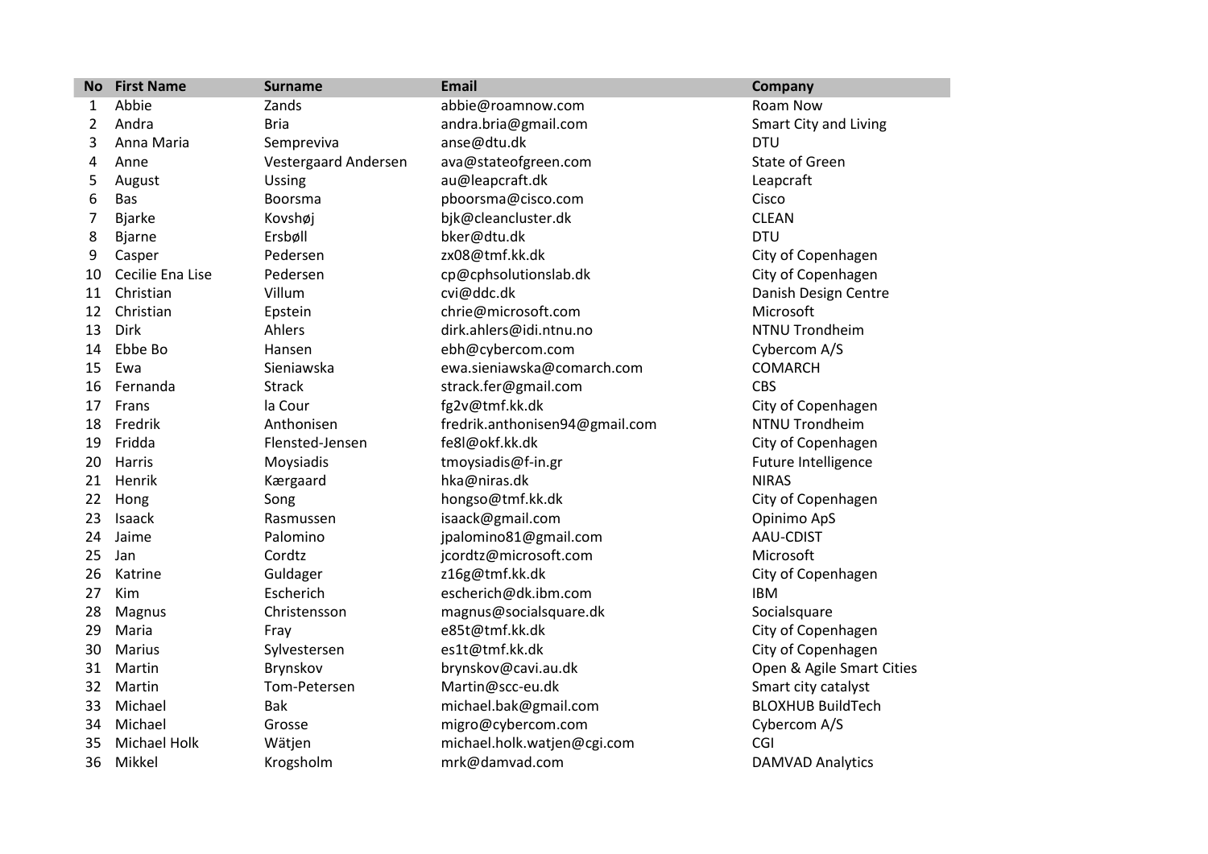| No | First Name | Surname | Email | Company |
|---|---|---|---|---|
| 1 | Abbie | Zands | abbie@roamnow.com | Roam Now |
| 2 | Andra | Bria | andra.bria@gmail.com | Smart City and Living |
| 3 | Anna Maria | Sempreviva | anse@dtu.dk | DTU |
| 4 | Anne | Vestergaard Andersen | ava@stateofgreen.com | State of Green |
| 5 | August | Ussing | au@leapcraft.dk | Leapcraft |
| 6 | Bas | Boorsma | pboorsma@cisco.com | Cisco |
| 7 | Bjarke | Kovshøj | bjk@cleancluster.dk | CLEAN |
| 8 | Bjarne | Ersbøll | bker@dtu.dk | DTU |
| 9 | Casper | Pedersen | zx08@tmf.kk.dk | City of Copenhagen |
| 10 | Cecilie Ena Lise | Pedersen | cp@cphsolutionslab.dk | City of Copenhagen |
| 11 | Christian | Villum | cvi@ddc.dk | Danish Design Centre |
| 12 | Christian | Epstein | chrie@microsoft.com | Microsoft |
| 13 | Dirk | Ahlers | dirk.ahlers@idi.ntnu.no | NTNU Trondheim |
| 14 | Ebbe Bo | Hansen | ebh@cybercom.com | Cybercom A/S |
| 15 | Ewa | Sieniawska | ewa.sieniawska@comarch.com | COMARCH |
| 16 | Fernanda | Strack | strack.fer@gmail.com | CBS |
| 17 | Frans | la Cour | fg2v@tmf.kk.dk | City of Copenhagen |
| 18 | Fredrik | Anthonisen | fredrik.anthonisen94@gmail.com | NTNU Trondheim |
| 19 | Fridda | Flensted-Jensen | fe8l@okf.kk.dk | City of Copenhagen |
| 20 | Harris | Moysiadis | tmoysiadis@f-in.gr | Future Intelligence |
| 21 | Henrik | Kærgaard | hka@niras.dk | NIRAS |
| 22 | Hong | Song | hongso@tmf.kk.dk | City of Copenhagen |
| 23 | Isaack | Rasmussen | isaack@gmail.com | Opinimo ApS |
| 24 | Jaime | Palomino | jpalomino81@gmail.com | AAU-CDIST |
| 25 | Jan | Cordtz | jcordtz@microsoft.com | Microsoft |
| 26 | Katrine | Guldager | z16g@tmf.kk.dk | City of Copenhagen |
| 27 | Kim | Escherich | escherich@dk.ibm.com | IBM |
| 28 | Magnus | Christensson | magnus@socialsquare.dk | Socialsquare |
| 29 | Maria | Fray | e85t@tmf.kk.dk | City of Copenhagen |
| 30 | Marius | Sylvestersen | es1t@tmf.kk.dk | City of Copenhagen |
| 31 | Martin | Brynskov | brynskov@cavi.au.dk | Open & Agile Smart Cities |
| 32 | Martin | Tom-Petersen | Martin@scc-eu.dk | Smart city catalyst |
| 33 | Michael | Bak | michael.bak@gmail.com | BLOXHUB BuildTech |
| 34 | Michael | Grosse | migro@cybercom.com | Cybercom A/S |
| 35 | Michael Holk | Wätjen | michael.holk.watjen@cgi.com | CGI |
| 36 | Mikkel | Krogsholm | mrk@damvad.com | DAMVAD Analytics |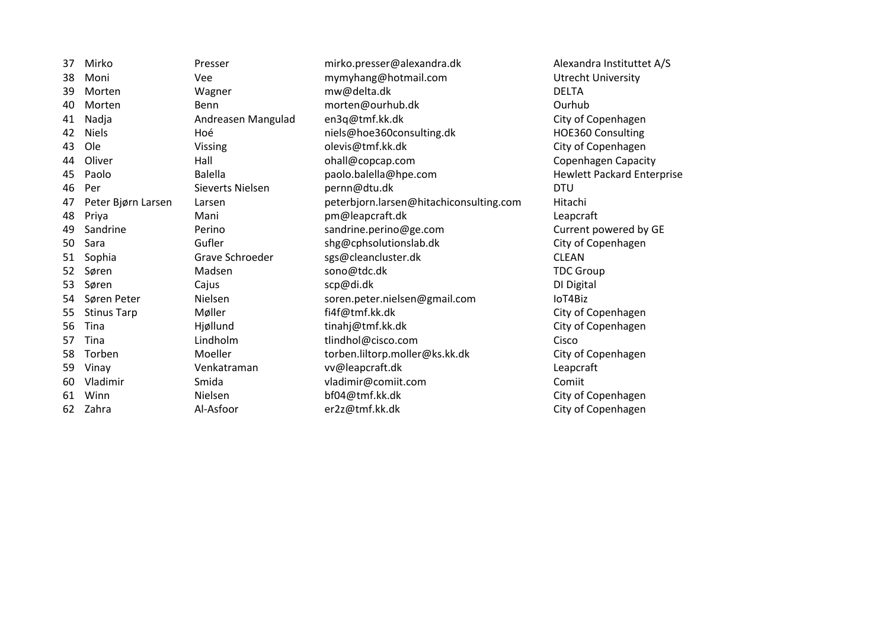| | | | | |
|---|---|---|---|---|
| 37 | Mirko | Presser | mirko.presser@alexandra.dk | Alexandra Instituttet A/S |
| 38 | Moni | Vee | mymyhang@hotmail.com | Utrecht University |
| 39 | Morten | Wagner | mw@delta.dk | DELTA |
| 40 | Morten | Benn | morten@ourhub.dk | Ourhub |
| 41 | Nadja | Andreasen Mangulad | en3q@tmf.kk.dk | City of Copenhagen |
| 42 | Niels | Hoé | niels@hoe360consulting.dk | HOE360 Consulting |
| 43 | Ole | Vissing | olevis@tmf.kk.dk | City of Copenhagen |
| 44 | Oliver | Hall | ohall@copcap.com | Copenhagen Capacity |
| 45 | Paolo | Balella | paolo.balella@hpe.com | Hewlett Packard Enterprise |
| 46 | Per | Sieverts Nielsen | pernn@dtu.dk | DTU |
| 47 | Peter Bjørn Larsen | Larsen | peterbjorn.larsen@hitachiconsulting.com | Hitachi |
| 48 | Priya | Mani | pm@leapcraft.dk | Leapcraft |
| 49 | Sandrine | Perino | sandrine.perino@ge.com | Current powered by GE |
| 50 | Sara | Gufler | shg@cphsolutionslab.dk | City of Copenhagen |
| 51 | Sophia | Grave Schroeder | sgs@cleancluster.dk | CLEAN |
| 52 | Søren | Madsen | sono@tdc.dk | TDC Group |
| 53 | Søren | Cajus | scp@di.dk | DI Digital |
| 54 | Søren Peter | Nielsen | soren.peter.nielsen@gmail.com | IoT4Biz |
| 55 | Stinus Tarp | Møller | fi4f@tmf.kk.dk | City of Copenhagen |
| 56 | Tina | Hjøllund | tinahj@tmf.kk.dk | City of Copenhagen |
| 57 | Tina | Lindholm | tlindhol@cisco.com | Cisco |
| 58 | Torben | Moeller | torben.liltorp.moller@ks.kk.dk | City of Copenhagen |
| 59 | Vinay | Venkatraman | vv@leapcraft.dk | Leapcraft |
| 60 | Vladimir | Smida | vladimir@comiit.com | Comiit |
| 61 | Winn | Nielsen | bf04@tmf.kk.dk | City of Copenhagen |
| 62 | Zahra | Al-Asfoor | er2z@tmf.kk.dk | City of Copenhagen |